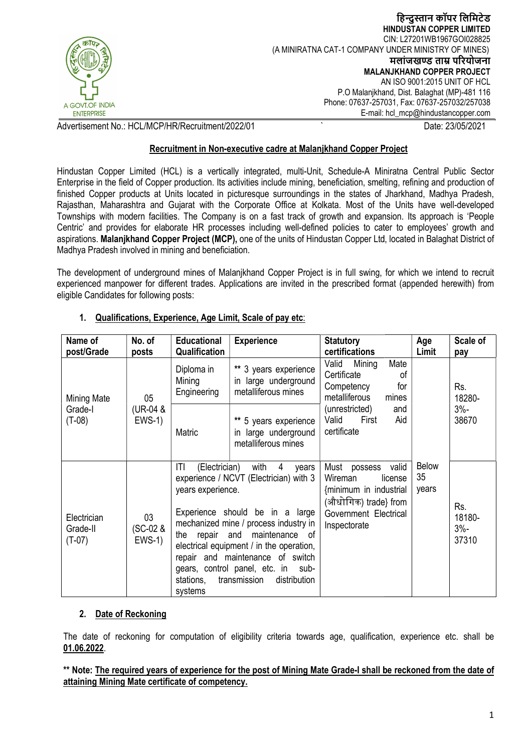हिन्दुस्तान कॉपर लिमिटेड
**HINDUSTAN COPPER LIMITED**
CIN: L27201WB1967GOI028825
(A MINIRATNA CAT-1 COMPANY UNDER MINISTRY OF MINES)
**मलांजखण्ड ताम्र परियोजना**
**MALANJKHAND COPPER PROJECT**
AN ISO 9001:2015 UNIT OF HCL
P.O Malanjkhand, Dist. Balaghat (MP)-481 116
Phone: 07637-257031, Fax: 07637-257032/257038
E-mail: hcl_mcp@hindustancopper.com

A GOVT.OF INDIA ENTERPRISE

Advertisement No.: HCL/MCP/HR/Recruitment/2022/01 Date: 23/05/2021

## Recruitment in Non-executive cadre at Malanjkhand Copper Project

Hindustan Copper Limited (HCL) is a vertically integrated, multi-Unit, Schedule-A Miniratna Central Public Sector Enterprise in the field of Copper production. Its activities include mining, beneficiation, smelting, refining and production of finished Copper products at Units located in picturesque surroundings in the states of Jharkhand, Madhya Pradesh, Rajasthan, Maharashtra and Gujarat with the Corporate Office at Kolkata. Most of the Units have well-developed Townships with modern facilities. The Company is on a fast track of growth and expansion. Its approach is 'People Centric' and provides for elaborate HR processes including well-defined policies to cater to employees' growth and aspirations. **Malanjkhand Copper Project (MCP),** one of the units of Hindustan Copper Ltd, located in Balaghat District of Madhya Pradesh involved in mining and beneficiation.

The development of underground mines of Malanjkhand Copper Project is in full swing, for which we intend to recruit experienced manpower for different trades. Applications are invited in the prescribed format (appended herewith) from eligible Candidates for following posts:

### 1. Qualifications, Experience, Age Limit, Scale of pay etc:

| Name of post/Grade | No. of posts | Educational Qualification | Experience | Statutory certifications | Age Limit | Scale of pay |
|---|---|---|---|---|---|---|
| Mining Mate Grade-I (T-08) | 05 (UR-04 & EWS-1) | Diploma in Mining Engineering | ** 3 years experience in large underground metalliferous mines | Valid Mining Mate Certificate of Competency for metalliferous mines (unrestricted) and Valid First Aid certificate | Below 35 years | Rs. 18280-3%-38670 |
| | | Matric | ** 5 years experience in large underground metalliferous mines | | | |
| Electrician Grade-II (T-07) | 03 (SC-02 & EWS-1) | ITI (Electrician) with 4 years experience / NCVT (Electrician) with 3 years experience.<br><br>Experience should be in a large mechanized mine / process industry in the repair and maintenance of electrical equipment / in the operation, repair and maintenance of switch gears, control panel, etc. in sub-stations, transmission distribution systems | | Must possess valid Wireman license {minimum in industrial (औद्योगिक) trade} from Government Electrical Inspectorate | | Rs. 18180-3%-37310 |

### 2. Date of Reckoning

The date of reckoning for computation of eligibility criteria towards age, qualification, experience etc. shall be **01.06.2022**.

**\*\* Note: <u>The required years of experience for the post of Mining Mate Grade-I shall be reckoned from the date of attaining Mining Mate certificate of competency.</u>**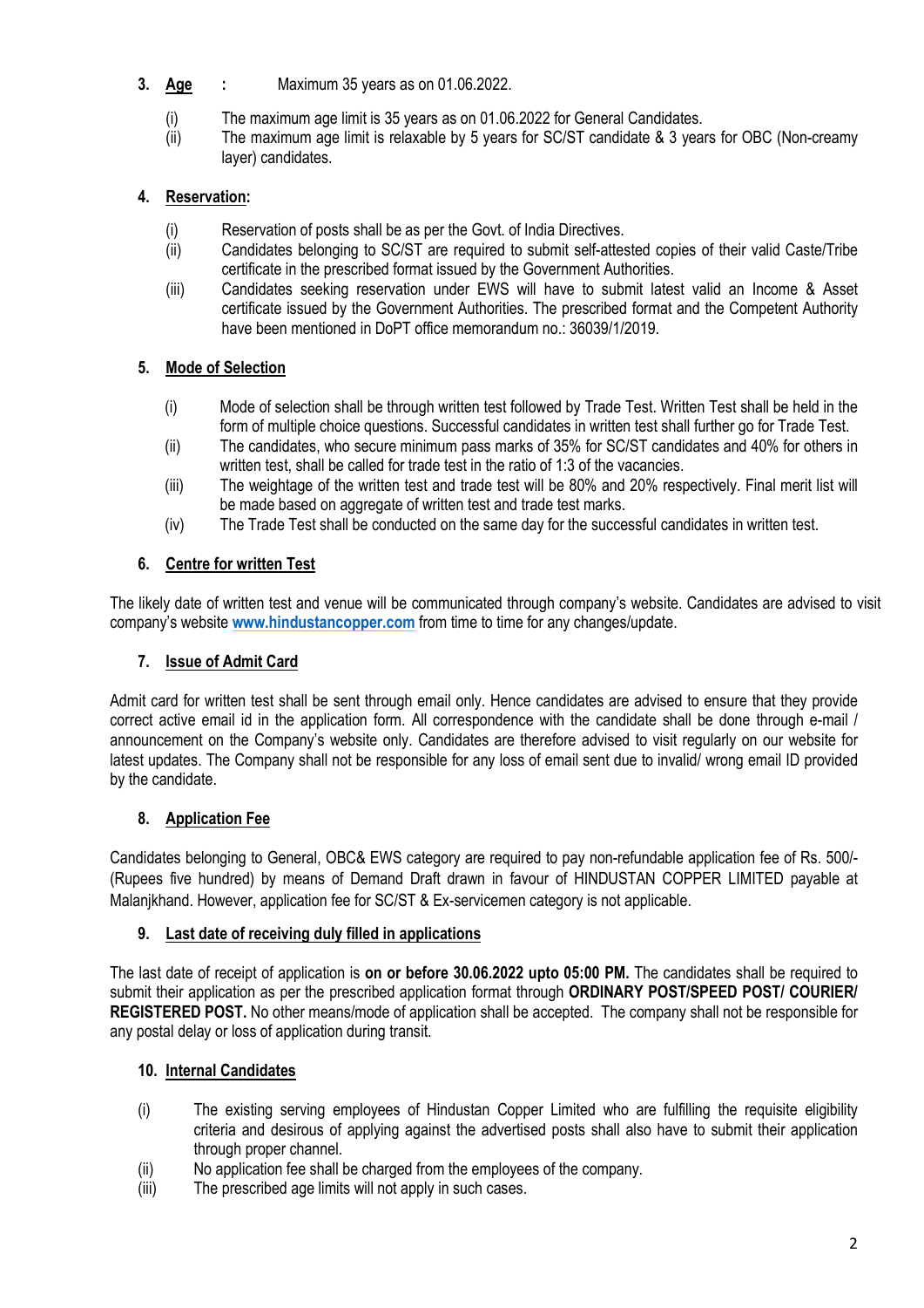3. **Age :** Maximum 35 years as on 01.06.2022.

   (i) The maximum age limit is 35 years as on 01.06.2022 for General Candidates.
   (ii) The maximum age limit is relaxable by 5 years for SC/ST candidate & 3 years for OBC (Non-creamy layer) candidates.

4. **Reservation:**

   (i) Reservation of posts shall be as per the Govt. of India Directives.
   (ii) Candidates belonging to SC/ST are required to submit self-attested copies of their valid Caste/Tribe certificate in the prescribed format issued by the Government Authorities.
   (iii) Candidates seeking reservation under EWS will have to submit latest valid an Income & Asset certificate issued by the Government Authorities. The prescribed format and the Competent Authority have been mentioned in DoPT office memorandum no.: 36039/1/2019.

5. **Mode of Selection**

   (i) Mode of selection shall be through written test followed by Trade Test. Written Test shall be held in the form of multiple choice questions. Successful candidates in written test shall further go for Trade Test.
   (ii) The candidates, who secure minimum pass marks of 35% for SC/ST candidates and 40% for others in written test, shall be called for trade test in the ratio of 1:3 of the vacancies.
   (iii) The weightage of the written test and trade test will be 80% and 20% respectively. Final merit list will be made based on aggregate of written test and trade test marks.
   (iv) The Trade Test shall be conducted on the same day for the successful candidates in written test.

6. **Centre for written Test**

The likely date of written test and venue will be communicated through company's website. Candidates are advised to visit company's website **www.hindustancopper.com** from time to time for any changes/update.

7. **Issue of Admit Card**

Admit card for written test shall be sent through email only. Hence candidates are advised to ensure that they provide correct active email id in the application form. All correspondence with the candidate shall be done through e-mail / announcement on the Company's website only. Candidates are therefore advised to visit regularly on our website for latest updates. The Company shall not be responsible for any loss of email sent due to invalid/ wrong email ID provided by the candidate.

8. **Application Fee**

Candidates belonging to General, OBC& EWS category are required to pay non-refundable application fee of Rs. 500/- (Rupees five hundred) by means of Demand Draft drawn in favour of HINDUSTAN COPPER LIMITED payable at Malanjkhand. However, application fee for SC/ST & Ex-servicemen category is not applicable.

9. **Last date of receiving duly filled in applications**

The last date of receipt of application is **on or before 30.06.2022 upto 05:00 PM.** The candidates shall be required to submit their application as per the prescribed application format through **ORDINARY POST/SPEED POST/ COURIER/ REGISTERED POST.** No other means/mode of application shall be accepted. The company shall not be responsible for any postal delay or loss of application during transit.

10. **Internal Candidates**

   (i) The existing serving employees of Hindustan Copper Limited who are fulfilling the requisite eligibility criteria and desirous of applying against the advertised posts shall also have to submit their application through proper channel.
   (ii) No application fee shall be charged from the employees of the company.
   (iii) The prescribed age limits will not apply in such cases.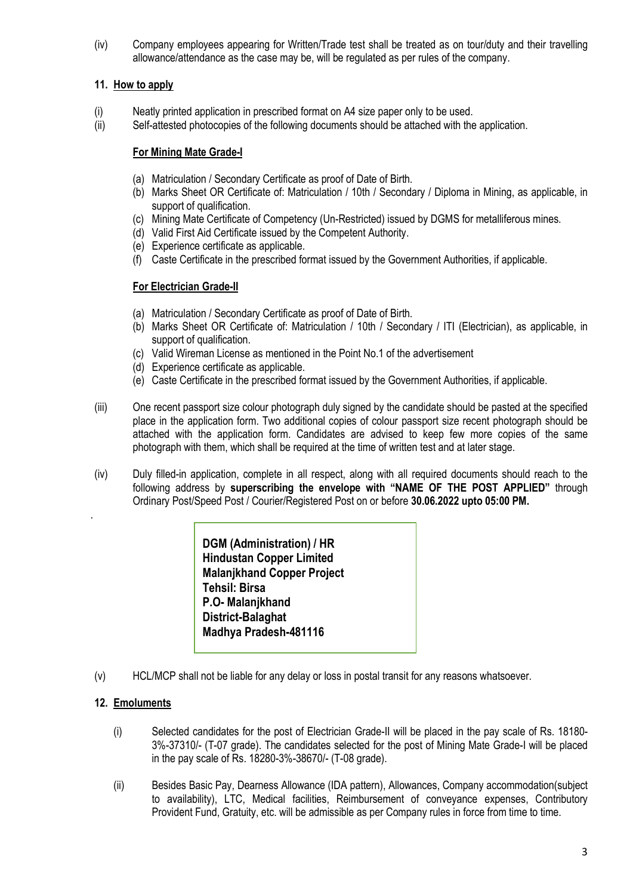(iv) Company employees appearing for Written/Trade test shall be treated as on tour/duty and their travelling allowance/attendance as the case may be, will be regulated as per rules of the company.

## 11. How to apply

(i) Neatly printed application in prescribed format on A4 size paper only to be used.

(ii) Self-attested photocopies of the following documents should be attached with the application.

**For Mining Mate Grade-I**

(a) Matriculation / Secondary Certificate as proof of Date of Birth.
(b) Marks Sheet OR Certificate of: Matriculation / 10th / Secondary / Diploma in Mining, as applicable, in support of qualification.
(c) Mining Mate Certificate of Competency (Un-Restricted) issued by DGMS for metalliferous mines.
(d) Valid First Aid Certificate issued by the Competent Authority.
(e) Experience certificate as applicable.
(f) Caste Certificate in the prescribed format issued by the Government Authorities, if applicable.

**For Electrician Grade-II**

(a) Matriculation / Secondary Certificate as proof of Date of Birth.
(b) Marks Sheet OR Certificate of: Matriculation / 10th / Secondary / ITI (Electrician), as applicable, in support of qualification.
(c) Valid Wireman License as mentioned in the Point No.1 of the advertisement
(d) Experience certificate as applicable.
(e) Caste Certificate in the prescribed format issued by the Government Authorities, if applicable.

(iii) One recent passport size colour photograph duly signed by the candidate should be pasted at the specified place in the application form. Two additional copies of colour passport size recent photograph should be attached with the application form. Candidates are advised to keep few more copies of the same photograph with them, which shall be required at the time of written test and at later stage.

(iv) Duly filled-in application, complete in all respect, along with all required documents should reach to the following address by **superscribing the envelope with "NAME OF THE POST APPLIED"** through Ordinary Post/Speed Post / Courier/Registered Post on or before **30.06.2022 upto 05:00 PM.**

**DGM (Administration) / HR**
**Hindustan Copper Limited**
**Malanjkhand Copper Project**
**Tehsil: Birsa**
**P.O- Malanjkhand**
**District-Balaghat**
**Madhya Pradesh-481116**

(v) HCL/MCP shall not be liable for any delay or loss in postal transit for any reasons whatsoever.

## 12. Emoluments

(i) Selected candidates for the post of Electrician Grade-II will be placed in the pay scale of Rs. 18180-3%-37310/- (T-07 grade). The candidates selected for the post of Mining Mate Grade-I will be placed in the pay scale of Rs. 18280-3%-38670/- (T-08 grade).

(ii) Besides Basic Pay, Dearness Allowance (IDA pattern), Allowances, Company accommodation(subject to availability), LTC, Medical facilities, Reimbursement of conveyance expenses, Contributory Provident Fund, Gratuity, etc. will be admissible as per Company rules in force from time to time.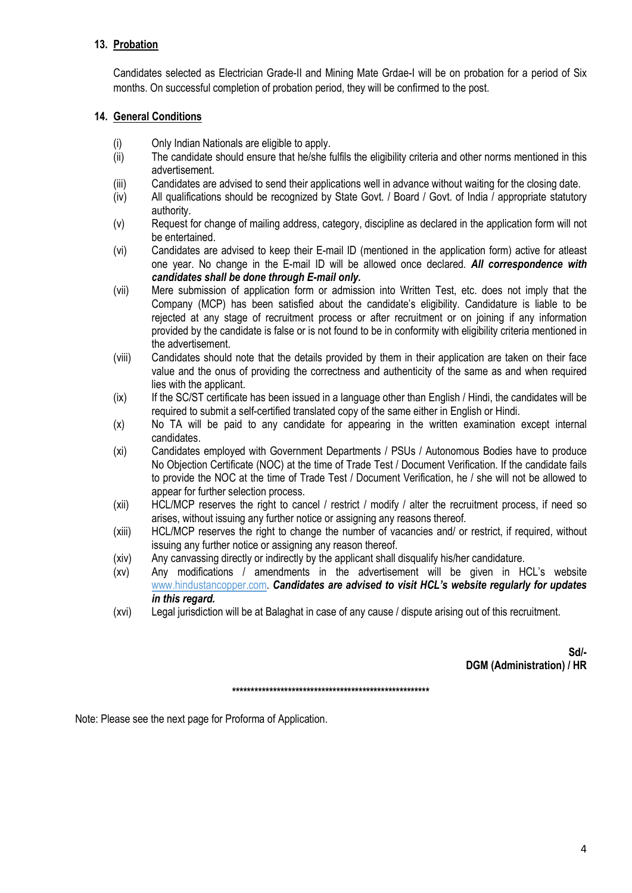## 13. Probation

Candidates selected as Electrician Grade-II and Mining Mate Grdae-I will be on probation for a period of Six months. On successful completion of probation period, they will be confirmed to the post.

## 14. General Conditions

(i) Only Indian Nationals are eligible to apply.

(ii) The candidate should ensure that he/she fulfils the eligibility criteria and other norms mentioned in this advertisement.

(iii) Candidates are advised to send their applications well in advance without waiting for the closing date.

(iv) All qualifications should be recognized by State Govt. / Board / Govt. of India / appropriate statutory authority.

(v) Request for change of mailing address, category, discipline as declared in the application form will not be entertained.

(vi) Candidates are advised to keep their E-mail ID (mentioned in the application form) active for atleast one year. No change in the E-mail ID will be allowed once declared. ***All correspondence with candidates shall be done through E-mail only.***

(vii) Mere submission of application form or admission into Written Test, etc. does not imply that the Company (MCP) has been satisfied about the candidate's eligibility. Candidature is liable to be rejected at any stage of recruitment process or after recruitment or on joining if any information provided by the candidate is false or is not found to be in conformity with eligibility criteria mentioned in the advertisement.

(viii) Candidates should note that the details provided by them in their application are taken on their face value and the onus of providing the correctness and authenticity of the same as and when required lies with the applicant.

(ix) If the SC/ST certificate has been issued in a language other than English / Hindi, the candidates will be required to submit a self-certified translated copy of the same either in English or Hindi.

(x) No TA will be paid to any candidate for appearing in the written examination except internal candidates.

(xi) Candidates employed with Government Departments / PSUs / Autonomous Bodies have to produce No Objection Certificate (NOC) at the time of Trade Test / Document Verification. If the candidate fails to provide the NOC at the time of Trade Test / Document Verification, he / she will not be allowed to appear for further selection process.

(xii) HCL/MCP reserves the right to cancel / restrict / modify / alter the recruitment process, if need so arises, without issuing any further notice or assigning any reasons thereof.

(xiii) HCL/MCP reserves the right to change the number of vacancies and/ or restrict, if required, without issuing any further notice or assigning any reason thereof.

(xiv) Any canvassing directly or indirectly by the applicant shall disqualify his/her candidature.

(xv) Any modifications / amendments in the advertisement will be given in HCL's website www.hindustancopper.com. ***Candidates are advised to visit HCL's website regularly for updates in this regard.***

(xvi) Legal jurisdiction will be at Balaghat in case of any cause / dispute arising out of this recruitment.

**Sd/-**
**DGM (Administration) / HR**

\*\*\*\*\*\*\*\*\*\*\*\*\*\*\*\*\*\*\*\*\*\*\*\*\*\*\*\*\*\*\*\*\*\*\*\*\*\*\*\*\*\*\*\*\*\*\*\*\*\*\*\*\*\*

Note: Please see the next page for Proforma of Application.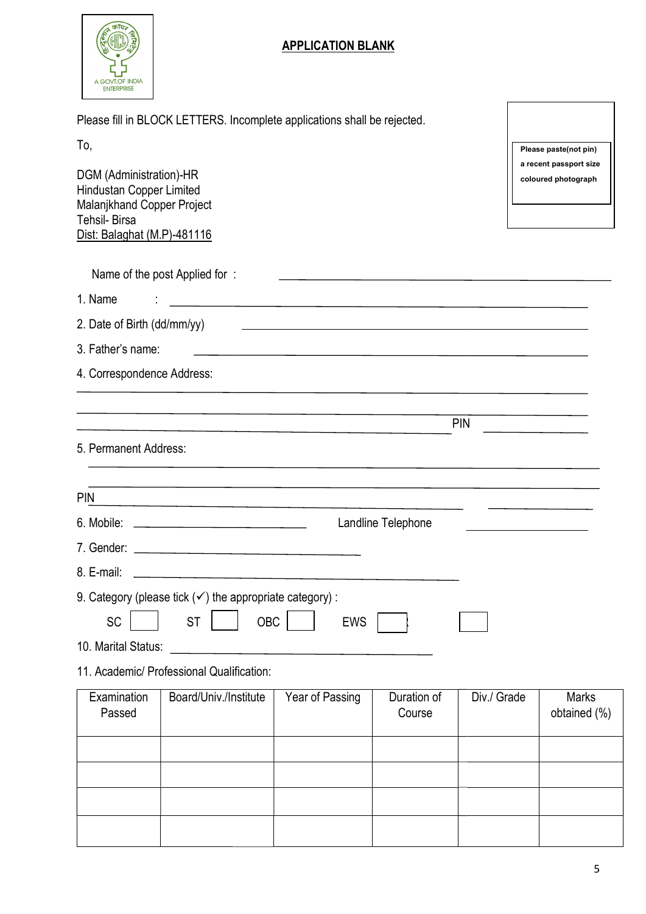## APPLICATION BLANK

Please fill in BLOCK LETTERS. Incomplete applications shall be rejected.

Please paste(not pin) a recent passport size coloured photograph

To,

DGM (Administration)-HR
Hindustan Copper Limited
Malanjkhand Copper Project
Tehsil- Birsa
Dist: Balaghat (M.P)-481116

Name of the post Applied for : ______________________

1. Name : ______________________

2. Date of Birth (dd/mm/yy) ______________________

3. Father's name: ______________________

4. Correspondence Address:

______________________

______________________

______________________ PIN ______________________

5. Permanent Address:

______________________

______________________

PIN ______________________

6. Mobile: ______________________ Landline Telephone ______________________

7. Gender: ______________________

8. E-mail: ______________________

9. Category (please tick (✓) the appropriate category) :

SC ☐ ST ☐ OBC ☐ EWS ☐ ☐

10. Marital Status: ______________________

11. Academic/ Professional Qualification:

| Examination Passed | Board/Univ./Institute | Year of Passing | Duration of Course | Div./ Grade | Marks obtained (%) |
|---|---|---|---|---|---|
| | | | | | |
| | | | | | |
| | | | | | |
| | | | | | |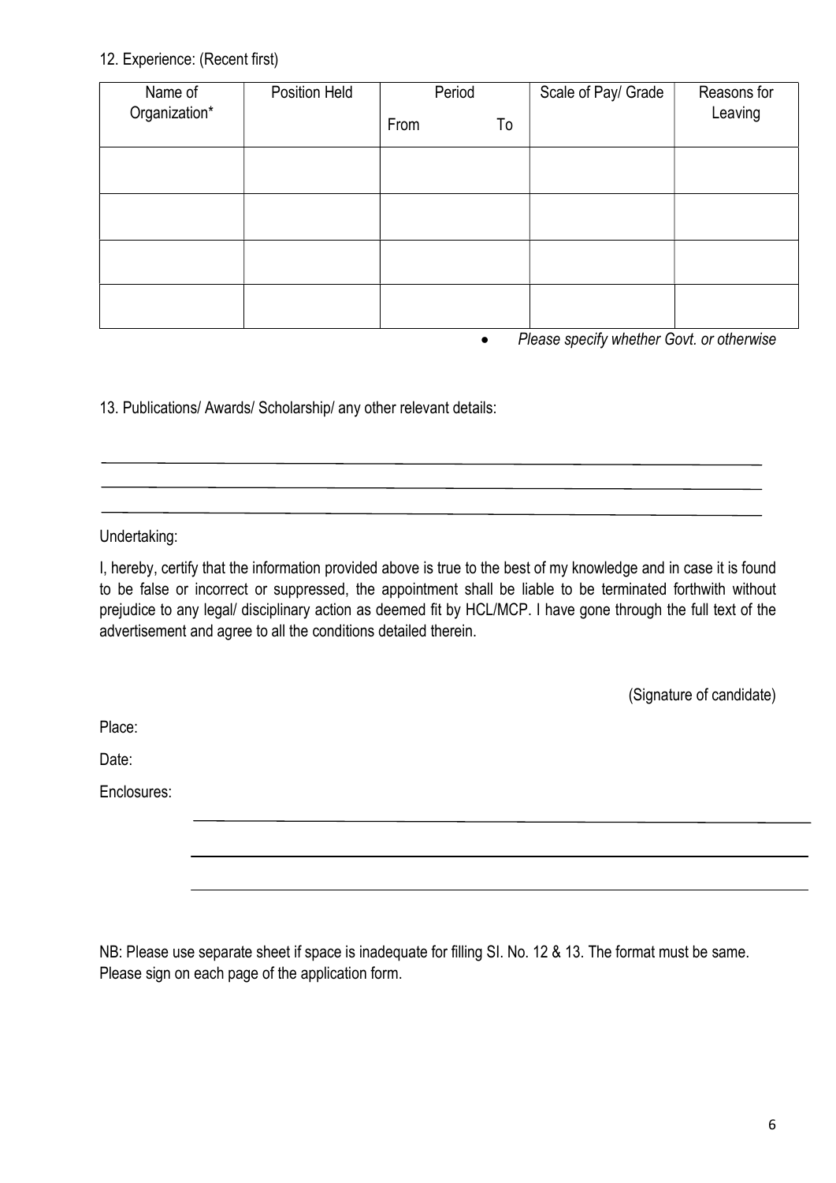12. Experience: (Recent first)

| Name of Organization* | Position Held | Period | | Scale of Pay/ Grade | Reasons for Leaving |
|---|---|---|---|---|---|
| | | From | To | | |
| | | | | | |
| | | | | | |
| | | | | | |
| | | | | | |

- *Please specify whether Govt. or otherwise*

13. Publications/ Awards/ Scholarship/ any other relevant details:

______________________________________________________________________

______________________________________________________________________

______________________________________________________________________

Undertaking:

I, hereby, certify that the information provided above is true to the best of my knowledge and in case it is found to be false or incorrect or suppressed, the appointment shall be liable to be terminated forthwith without prejudice to any legal/ disciplinary action as deemed fit by HCL/MCP. I have gone through the full text of the advertisement and agree to all the conditions detailed therein.

(Signature of candidate)

Place:

Date:

Enclosures:

______________________________________________________________________

______________________________________________________________________

______________________________________________________________________

NB: Please use separate sheet if space is inadequate for filling Sl. No. 12 & 13. The format must be same. Please sign on each page of the application form.